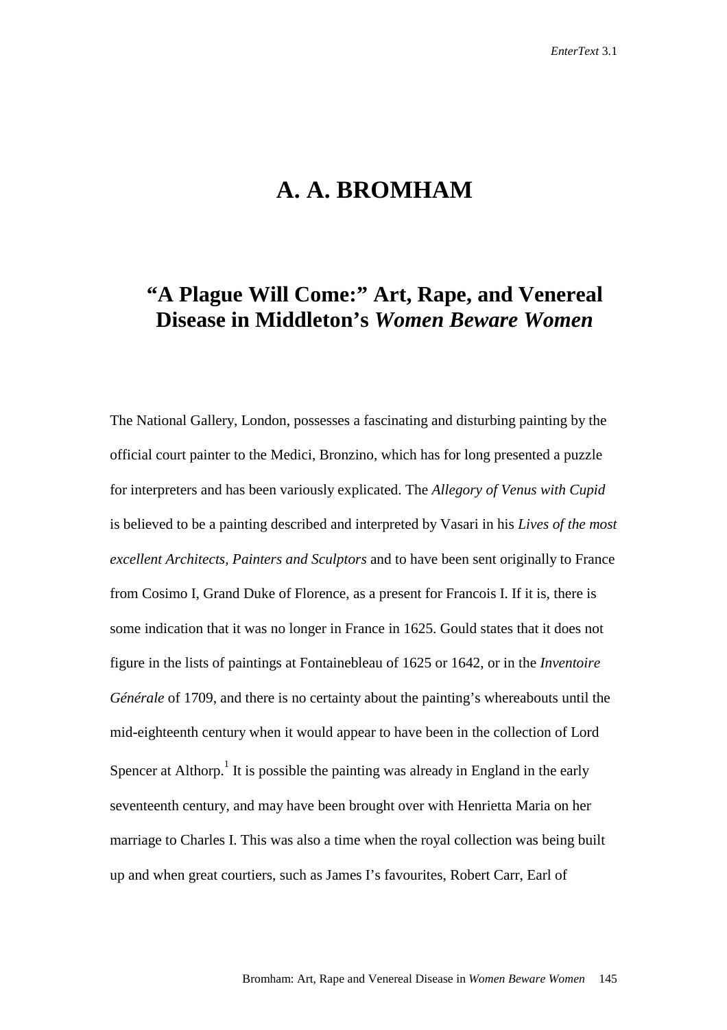# A. A. BROMHAM

## "A Plague Will Come:" Art, Rape, and Venereal Disease in Middleton's *Women Beware Women*

The National Gallery, London, possesses a fascinating and disturbing painting by the official court painter to the Medici, Bronzino, which has for long presented a puzzle for interpreters and has been variously explicated. The *Allegory of Venus with Cupid* is believed to be a painting described and interpreted by Vasari in his *Lives of the most excellent Architects, Painters and Sculptors* and to have been sent originally to France from Cosimo I, Grand Duke of Florence, as a present for Francois I. If it is, there is some indication that it was no longer in France in 1625. Gould states that it does not figure in the lists of paintings at Fontainebleau of 1625 or 1642, or in the *Inventoire Générale* of 1709, and there is no certainty about the painting's whereabouts until the mid-eighteenth century when it would appear to have been in the collection of Lord Spencer at Althorp.[1] It is possible the painting was already in England in the early seventeenth century, and may have been brought over with Henrietta Maria on her marriage to Charles I. This was also a time when the royal collection was being built up and when great courtiers, such as James I's favourites, Robert Carr, Earl of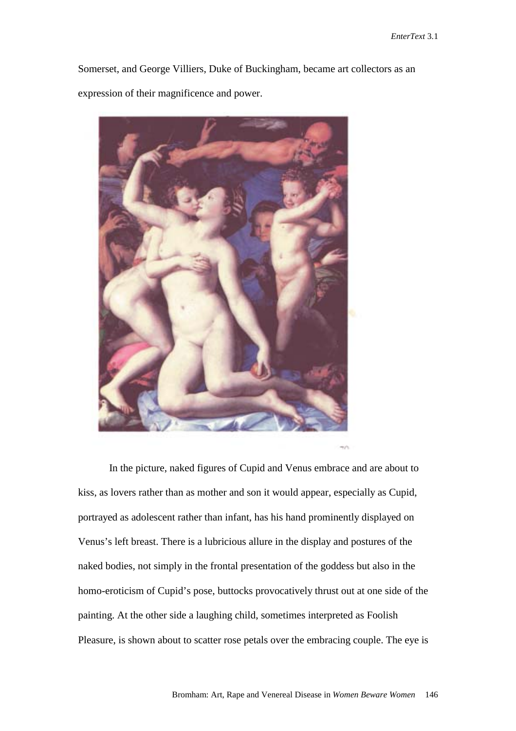Somerset, and George Villiers, Duke of Buckingham, became art collectors as an expression of their magnificence and power.

In the picture, naked figures of Cupid and Venus embrace and are about to kiss, as lovers rather than as mother and son it would appear, especially as Cupid, portrayed as adolescent rather than infant, has his hand prominently displayed on Venus's left breast. There is a lubricious allure in the display and postures of the naked bodies, not simply in the frontal presentation of the goddess but also in the homo-eroticism of Cupid's pose, buttocks provocatively thrust out at one side of the painting. At the other side a laughing child, sometimes interpreted as Foolish Pleasure, is shown about to scatter rose petals over the embracing couple. The eye is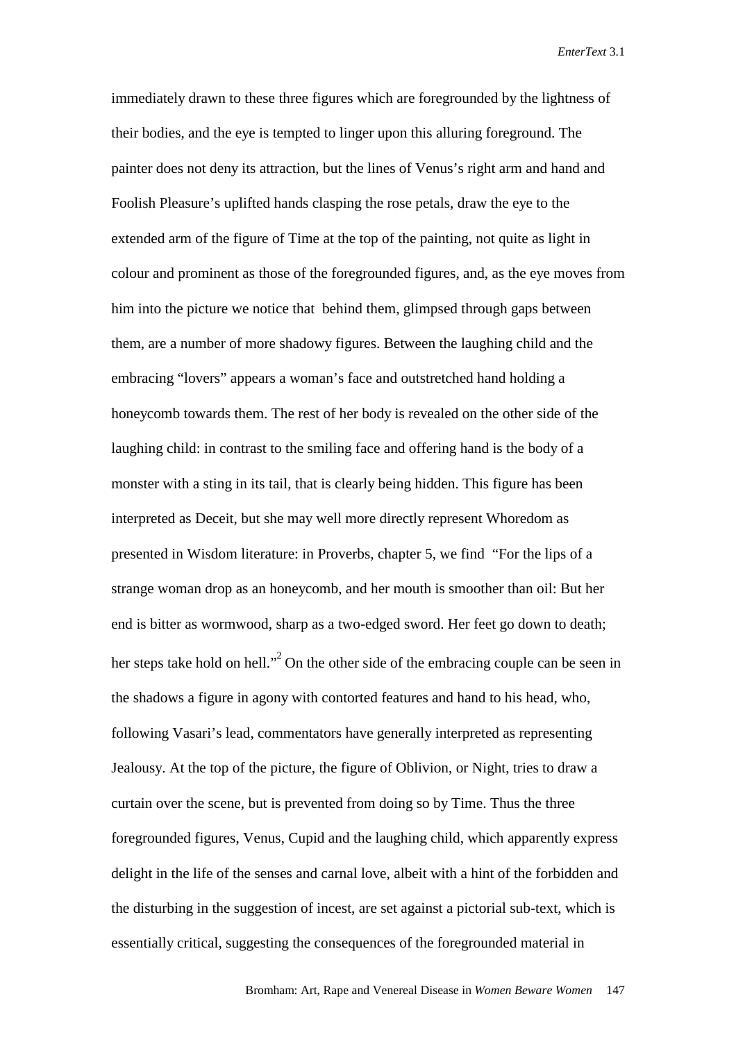immediately drawn to these three figures which are foregrounded by the lightness of their bodies, and the eye is tempted to linger upon this alluring foreground. The painter does not deny its attraction, but the lines of Venus's right arm and hand and Foolish Pleasure's uplifted hands clasping the rose petals, draw the eye to the extended arm of the figure of Time at the top of the painting, not quite as light in colour and prominent as those of the foregrounded figures, and, as the eye moves from him into the picture we notice that behind them, glimpsed through gaps between them, are a number of more shadowy figures. Between the laughing child and the embracing "lovers" appears a woman's face and outstretched hand holding a honeycomb towards them. The rest of her body is revealed on the other side of the laughing child: in contrast to the smiling face and offering hand is the body of a monster with a sting in its tail, that is clearly being hidden. This figure has been interpreted as Deceit, but she may well more directly represent Whoredom as presented in Wisdom literature: in Proverbs, chapter 5, we find "For the lips of a strange woman drop as an honeycomb, and her mouth is smoother than oil: But her end is bitter as wormwood, sharp as a two-edged sword. Her feet go down to death; her steps take hold on hell."[2] On the other side of the embracing couple can be seen in the shadows a figure in agony with contorted features and hand to his head, who, following Vasari's lead, commentators have generally interpreted as representing Jealousy. At the top of the picture, the figure of Oblivion, or Night, tries to draw a curtain over the scene, but is prevented from doing so by Time. Thus the three foregrounded figures, Venus, Cupid and the laughing child, which apparently express delight in the life of the senses and carnal love, albeit with a hint of the forbidden and the disturbing in the suggestion of incest, are set against a pictorial sub-text, which is essentially critical, suggesting the consequences of the foregrounded material in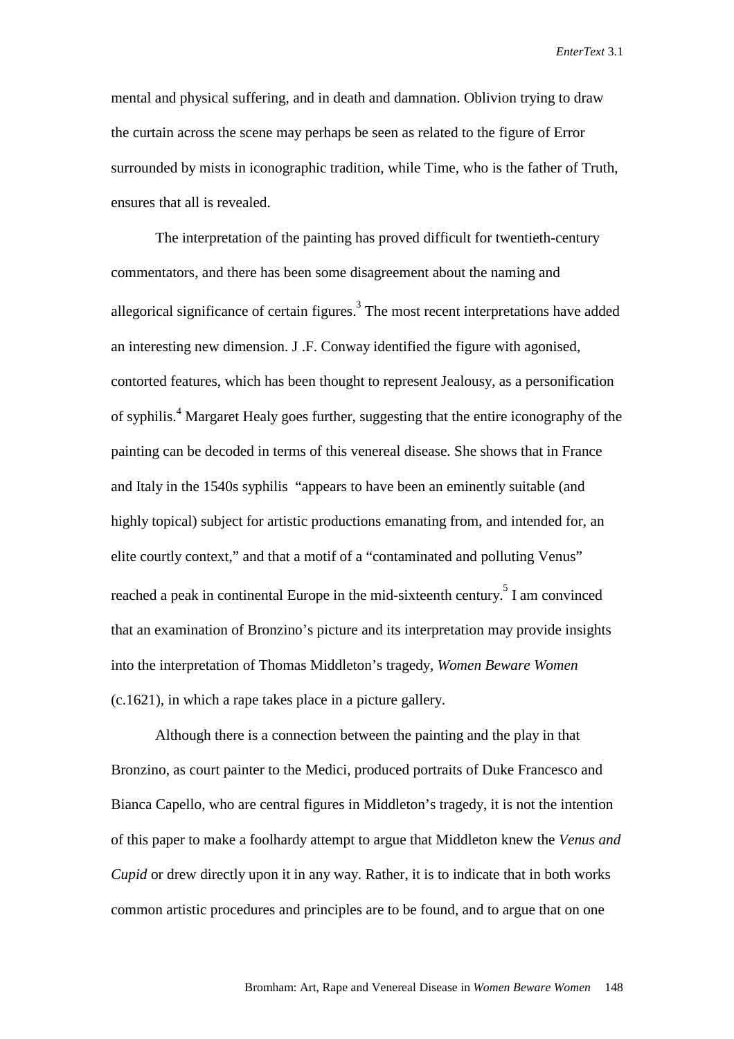mental and physical suffering, and in death and damnation. Oblivion trying to draw the curtain across the scene may perhaps be seen as related to the figure of Error surrounded by mists in iconographic tradition, while Time, who is the father of Truth, ensures that all is revealed.

The interpretation of the painting has proved difficult for twentieth-century commentators, and there has been some disagreement about the naming and allegorical significance of certain figures.[3] The most recent interpretations have added an interesting new dimension. J .F. Conway identified the figure with agonised, contorted features, which has been thought to represent Jealousy, as a personification of syphilis.[4] Margaret Healy goes further, suggesting that the entire iconography of the painting can be decoded in terms of this venereal disease. She shows that in France and Italy in the 1540s syphilis "appears to have been an eminently suitable (and highly topical) subject for artistic productions emanating from, and intended for, an elite courtly context," and that a motif of a "contaminated and polluting Venus" reached a peak in continental Europe in the mid-sixteenth century.[5] I am convinced that an examination of Bronzino's picture and its interpretation may provide insights into the interpretation of Thomas Middleton's tragedy, *Women Beware Women* (c.1621), in which a rape takes place in a picture gallery.

Although there is a connection between the painting and the play in that Bronzino, as court painter to the Medici, produced portraits of Duke Francesco and Bianca Capello, who are central figures in Middleton's tragedy, it is not the intention of this paper to make a foolhardy attempt to argue that Middleton knew the *Venus and Cupid* or drew directly upon it in any way. Rather, it is to indicate that in both works common artistic procedures and principles are to be found, and to argue that on one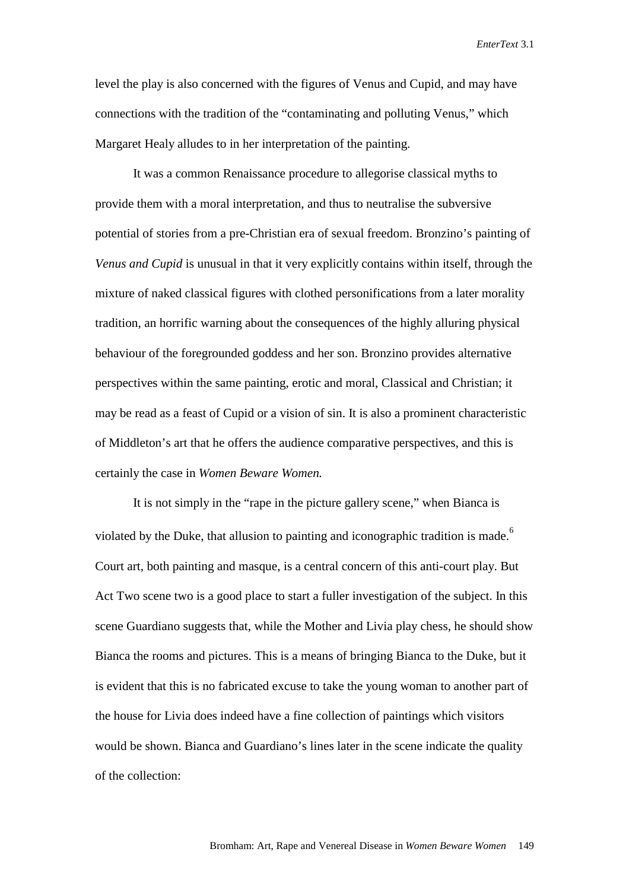level the play is also concerned with the figures of Venus and Cupid, and may have connections with the tradition of the "contaminating and polluting Venus," which Margaret Healy alludes to in her interpretation of the painting.

It was a common Renaissance procedure to allegorise classical myths to provide them with a moral interpretation, and thus to neutralise the subversive potential of stories from a pre-Christian era of sexual freedom. Bronzino's painting of *Venus and Cupid* is unusual in that it very explicitly contains within itself, through the mixture of naked classical figures with clothed personifications from a later morality tradition, an horrific warning about the consequences of the highly alluring physical behaviour of the foregrounded goddess and her son. Bronzino provides alternative perspectives within the same painting, erotic and moral, Classical and Christian; it may be read as a feast of Cupid or a vision of sin. It is also a prominent characteristic of Middleton's art that he offers the audience comparative perspectives, and this is certainly the case in *Women Beware Women.*

It is not simply in the "rape in the picture gallery scene," when Bianca is violated by the Duke, that allusion to painting and iconographic tradition is made.[6] Court art, both painting and masque, is a central concern of this anti-court play. But Act Two scene two is a good place to start a fuller investigation of the subject. In this scene Guardiano suggests that, while the Mother and Livia play chess, he should show Bianca the rooms and pictures. This is a means of bringing Bianca to the Duke, but it is evident that this is no fabricated excuse to take the young woman to another part of the house for Livia does indeed have a fine collection of paintings which visitors would be shown. Bianca and Guardiano's lines later in the scene indicate the quality of the collection: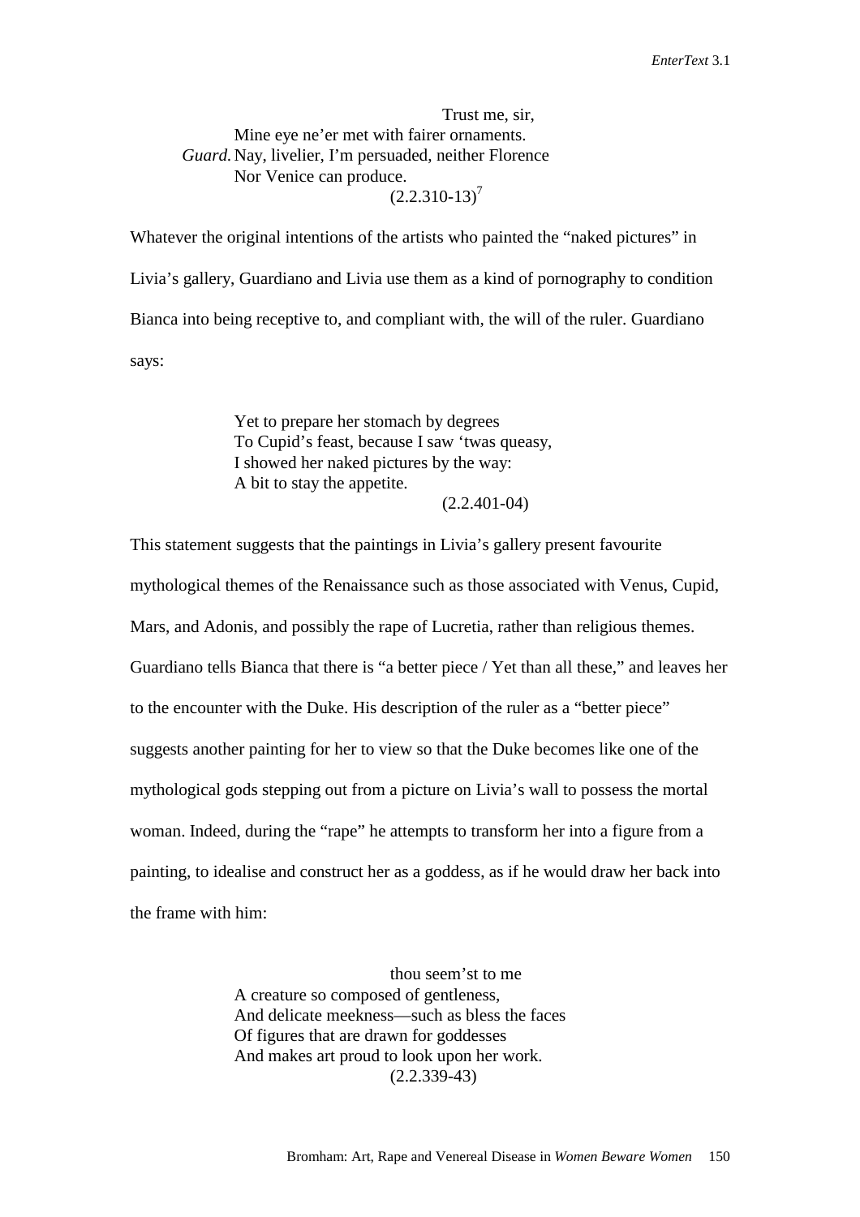> Trust me, sir,
> Mine eye ne'er met with fairer ornaments.
> *Guard.* Nay, livelier, I'm persuaded, neither Florence
> Nor Venice can produce.
> (2.2.310-13)[7]

Whatever the original intentions of the artists who painted the "naked pictures" in Livia's gallery, Guardiano and Livia use them as a kind of pornography to condition Bianca into being receptive to, and compliant with, the will of the ruler. Guardiano says:

> Yet to prepare her stomach by degrees
> To Cupid's feast, because I saw 'twas queasy,
> I showed her naked pictures by the way:
> A bit to stay the appetite.
> (2.2.401-04)

This statement suggests that the paintings in Livia's gallery present favourite mythological themes of the Renaissance such as those associated with Venus, Cupid, Mars, and Adonis, and possibly the rape of Lucretia, rather than religious themes. Guardiano tells Bianca that there is "a better piece / Yet than all these," and leaves her to the encounter with the Duke. His description of the ruler as a "better piece" suggests another painting for her to view so that the Duke becomes like one of the mythological gods stepping out from a picture on Livia's wall to possess the mortal woman. Indeed, during the "rape" he attempts to transform her into a figure from a painting, to idealise and construct her as a goddess, as if he would draw her back into the frame with him:

> thou seem'st to me
> A creature so composed of gentleness,
> And delicate meekness—such as bless the faces
> Of figures that are drawn for goddesses
> And makes art proud to look upon her work.
> (2.2.339-43)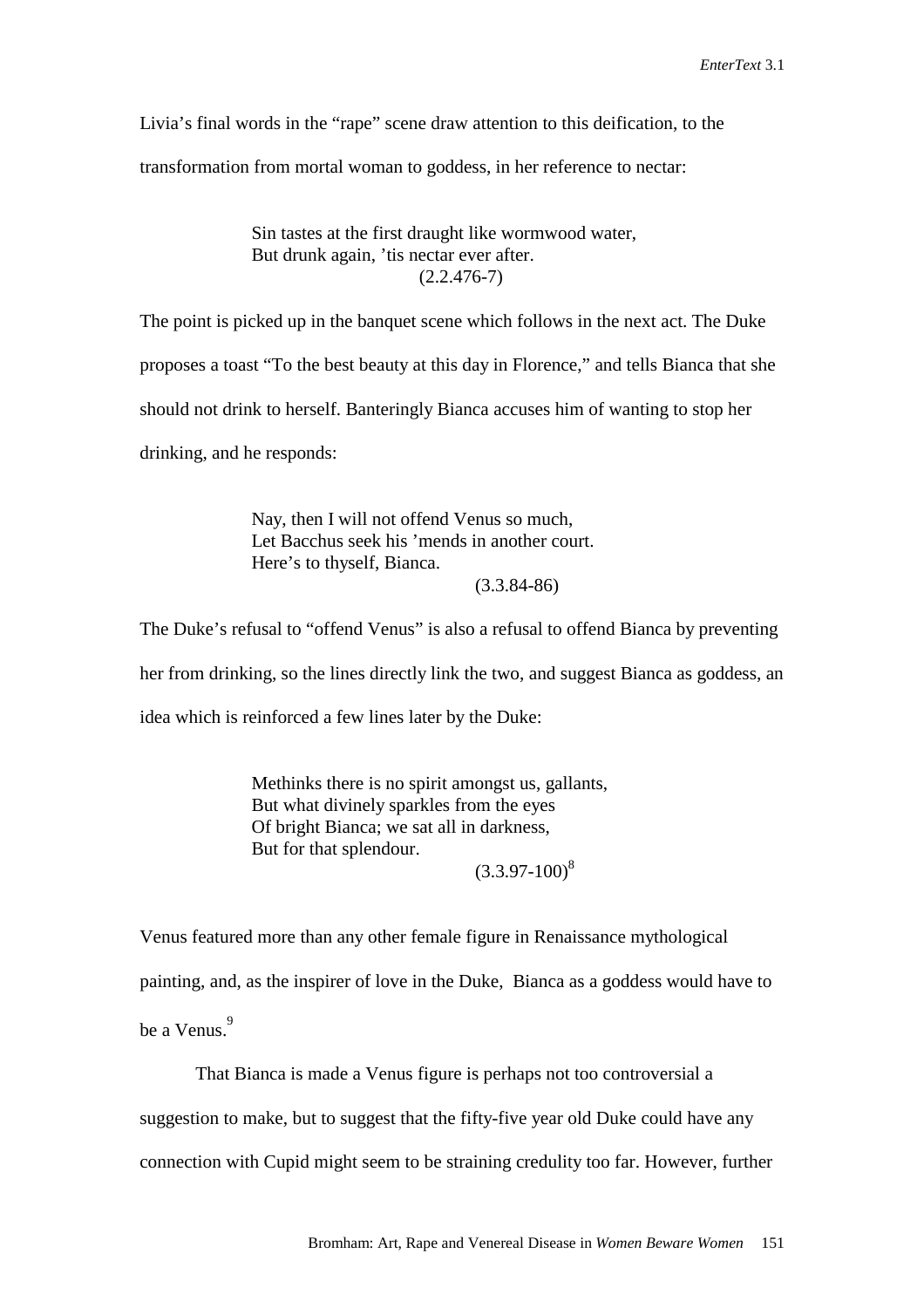Livia's final words in the "rape" scene draw attention to this deification, to the transformation from mortal woman to goddess, in her reference to nectar:

> Sin tastes at the first draught like wormwood water,
> But drunk again, 'tis nectar ever after.
> (2.2.476-7)

The point is picked up in the banquet scene which follows in the next act. The Duke proposes a toast "To the best beauty at this day in Florence," and tells Bianca that she should not drink to herself. Banteringly Bianca accuses him of wanting to stop her drinking, and he responds:

> Nay, then I will not offend Venus so much,
> Let Bacchus seek his 'mends in another court.
> Here's to thyself, Bianca.
> (3.3.84-86)

The Duke's refusal to "offend Venus" is also a refusal to offend Bianca by preventing her from drinking, so the lines directly link the two, and suggest Bianca as goddess, an idea which is reinforced a few lines later by the Duke:

> Methinks there is no spirit amongst us, gallants,
> But what divinely sparkles from the eyes
> Of bright Bianca; we sat all in darkness,
> But for that splendour.
> (3.3.97-100)[8]

Venus featured more than any other female figure in Renaissance mythological painting, and, as the inspirer of love in the Duke, Bianca as a goddess would have to be a Venus.[9]

That Bianca is made a Venus figure is perhaps not too controversial a suggestion to make, but to suggest that the fifty-five year old Duke could have any connection with Cupid might seem to be straining credulity too far. However, further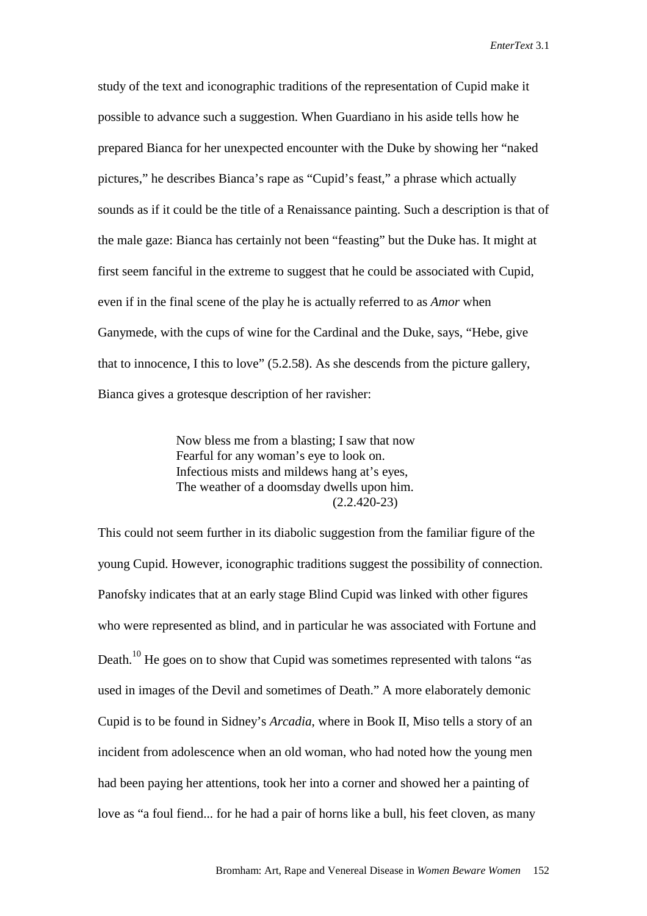study of the text and iconographic traditions of the representation of Cupid make it possible to advance such a suggestion. When Guardiano in his aside tells how he prepared Bianca for her unexpected encounter with the Duke by showing her "naked pictures," he describes Bianca's rape as "Cupid's feast," a phrase which actually sounds as if it could be the title of a Renaissance painting. Such a description is that of the male gaze: Bianca has certainly not been "feasting" but the Duke has. It might at first seem fanciful in the extreme to suggest that he could be associated with Cupid, even if in the final scene of the play he is actually referred to as *Amor* when Ganymede, with the cups of wine for the Cardinal and the Duke, says, "Hebe, give that to innocence, I this to love" (5.2.58). As she descends from the picture gallery, Bianca gives a grotesque description of her ravisher:

> Now bless me from a blasting; I saw that now
> Fearful for any woman's eye to look on.
> Infectious mists and mildews hang at's eyes,
> The weather of a doomsday dwells upon him.
> (2.2.420-23)

This could not seem further in its diabolic suggestion from the familiar figure of the young Cupid. However, iconographic traditions suggest the possibility of connection. Panofsky indicates that at an early stage Blind Cupid was linked with other figures who were represented as blind, and in particular he was associated with Fortune and Death.[10] He goes on to show that Cupid was sometimes represented with talons "as used in images of the Devil and sometimes of Death." A more elaborately demonic Cupid is to be found in Sidney's *Arcadia*, where in Book II, Miso tells a story of an incident from adolescence when an old woman, who had noted how the young men had been paying her attentions, took her into a corner and showed her a painting of love as "a foul fiend... for he had a pair of horns like a bull, his feet cloven, as many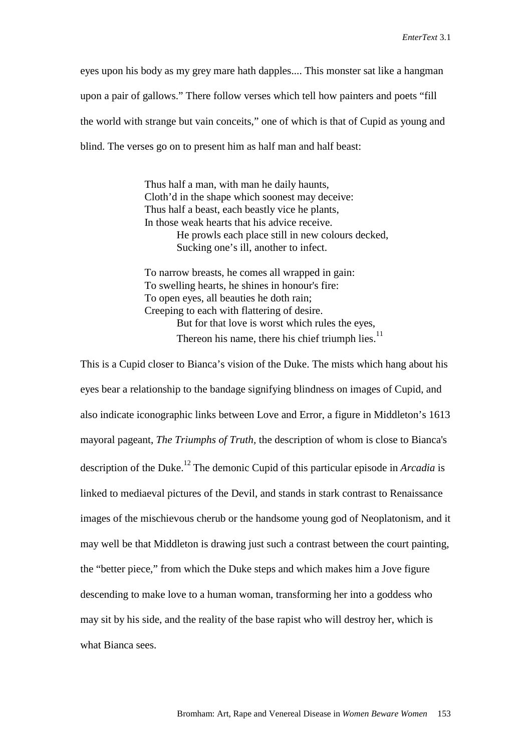eyes upon his body as my grey mare hath dapples.... This monster sat like a hangman upon a pair of gallows." There follow verses which tell how painters and poets "fill the world with strange but vain conceits," one of which is that of Cupid as young and blind. The verses go on to present him as half man and half beast:

> Thus half a man, with man he daily haunts,
> Cloth'd in the shape which soonest may deceive:
> Thus half a beast, each beastly vice he plants,
> In those weak hearts that his advice receive.
> He prowls each place still in new colours decked,
> Sucking one's ill, another to infect.
>
> To narrow breasts, he comes all wrapped in gain:
> To swelling hearts, he shines in honour's fire:
> To open eyes, all beauties he doth rain;
> Creeping to each with flattering of desire.
> But for that love is worst which rules the eyes,
> Thereon his name, there his chief triumph lies.[11]

This is a Cupid closer to Bianca's vision of the Duke. The mists which hang about his eyes bear a relationship to the bandage signifying blindness on images of Cupid, and also indicate iconographic links between Love and Error, a figure in Middleton's 1613 mayoral pageant, *The Triumphs of Truth*, the description of whom is close to Bianca's description of the Duke.[12] The demonic Cupid of this particular episode in *Arcadia* is linked to mediaeval pictures of the Devil, and stands in stark contrast to Renaissance images of the mischievous cherub or the handsome young god of Neoplatonism, and it may well be that Middleton is drawing just such a contrast between the court painting, the "better piece," from which the Duke steps and which makes him a Jove figure descending to make love to a human woman, transforming her into a goddess who may sit by his side, and the reality of the base rapist who will destroy her, which is what Bianca sees.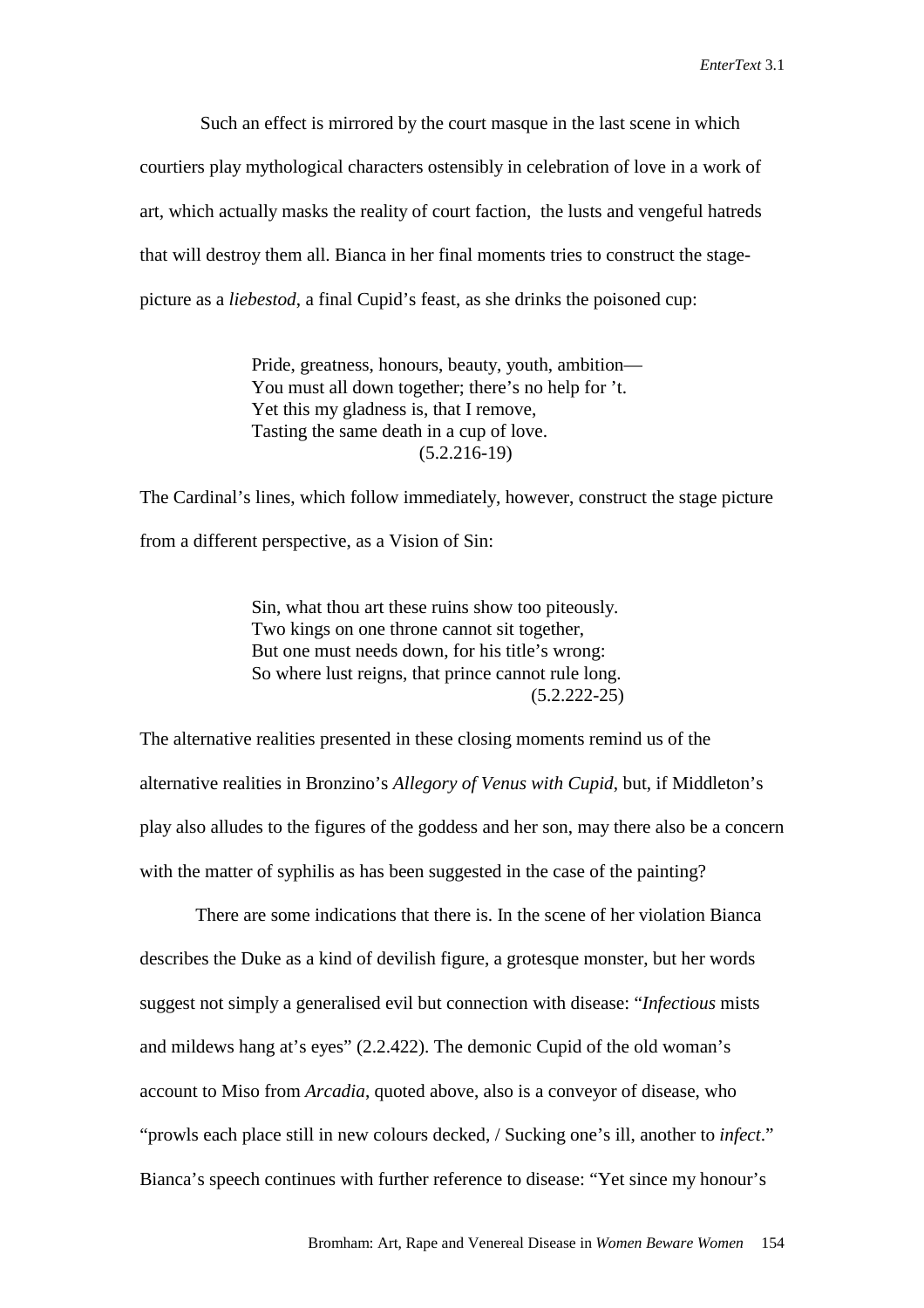Such an effect is mirrored by the court masque in the last scene in which courtiers play mythological characters ostensibly in celebration of love in a work of art, which actually masks the reality of court faction, the lusts and vengeful hatreds that will destroy them all. Bianca in her final moments tries to construct the stage-picture as a *liebestod*, a final Cupid's feast, as she drinks the poisoned cup:

> Pride, greatness, honours, beauty, youth, ambition—
> You must all down together; there's no help for 't.
> Yet this my gladness is, that I remove,
> Tasting the same death in a cup of love.
> (5.2.216-19)

The Cardinal's lines, which follow immediately, however, construct the stage picture from a different perspective, as a Vision of Sin:

> Sin, what thou art these ruins show too piteously.
> Two kings on one throne cannot sit together,
> But one must needs down, for his title's wrong:
> So where lust reigns, that prince cannot rule long.
> (5.2.222-25)

The alternative realities presented in these closing moments remind us of the alternative realities in Bronzino's *Allegory of Venus with Cupid*, but, if Middleton's play also alludes to the figures of the goddess and her son, may there also be a concern with the matter of syphilis as has been suggested in the case of the painting?

There are some indications that there is. In the scene of her violation Bianca describes the Duke as a kind of devilish figure, a grotesque monster, but her words suggest not simply a generalised evil but connection with disease: "*Infectious* mists and mildews hang at's eyes" (2.2.422). The demonic Cupid of the old woman's account to Miso from *Arcadia*, quoted above, also is a conveyor of disease, who "prowls each place still in new colours decked, / Sucking one's ill, another to *infect*." Bianca's speech continues with further reference to disease: "Yet since my honour's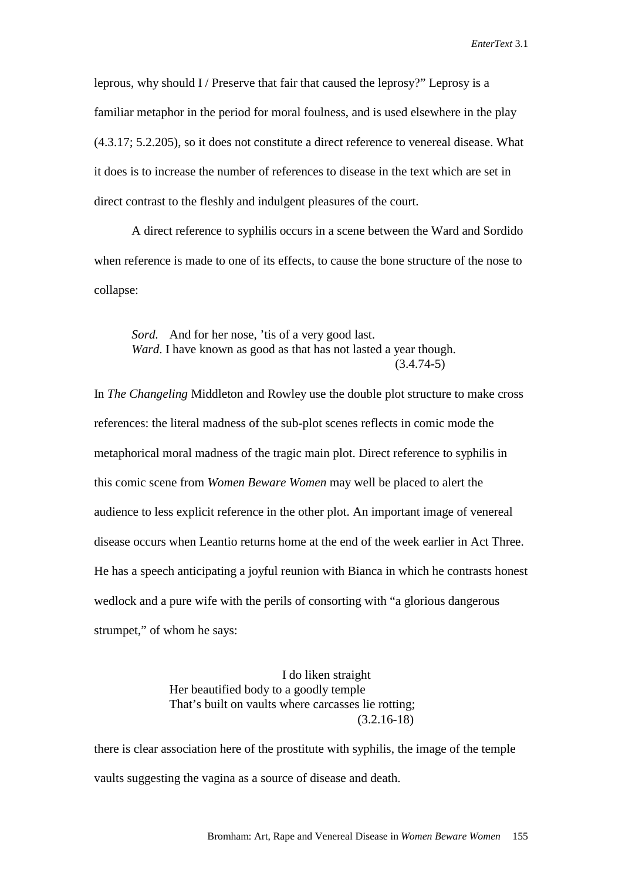leprous, why should I / Preserve that fair that caused the leprosy?" Leprosy is a familiar metaphor in the period for moral foulness, and is used elsewhere in the play (4.3.17; 5.2.205), so it does not constitute a direct reference to venereal disease. What it does is to increase the number of references to disease in the text which are set in direct contrast to the fleshly and indulgent pleasures of the court.

A direct reference to syphilis occurs in a scene between the Ward and Sordido when reference is made to one of its effects, to cause the bone structure of the nose to collapse:

> *Sord.* And for her nose, 'tis of a very good last.
> *Ward*. I have known as good as that has not lasted a year though.
> (3.4.74-5)

In *The Changeling* Middleton and Rowley use the double plot structure to make cross references: the literal madness of the sub-plot scenes reflects in comic mode the metaphorical moral madness of the tragic main plot. Direct reference to syphilis in this comic scene from *Women Beware Women* may well be placed to alert the audience to less explicit reference in the other plot. An important image of venereal disease occurs when Leantio returns home at the end of the week earlier in Act Three. He has a speech anticipating a joyful reunion with Bianca in which he contrasts honest wedlock and a pure wife with the perils of consorting with "a glorious dangerous strumpet," of whom he says:

> I do liken straight
> Her beautified body to a goodly temple
> That's built on vaults where carcasses lie rotting;
> (3.2.16-18)

there is clear association here of the prostitute with syphilis, the image of the temple vaults suggesting the vagina as a source of disease and death.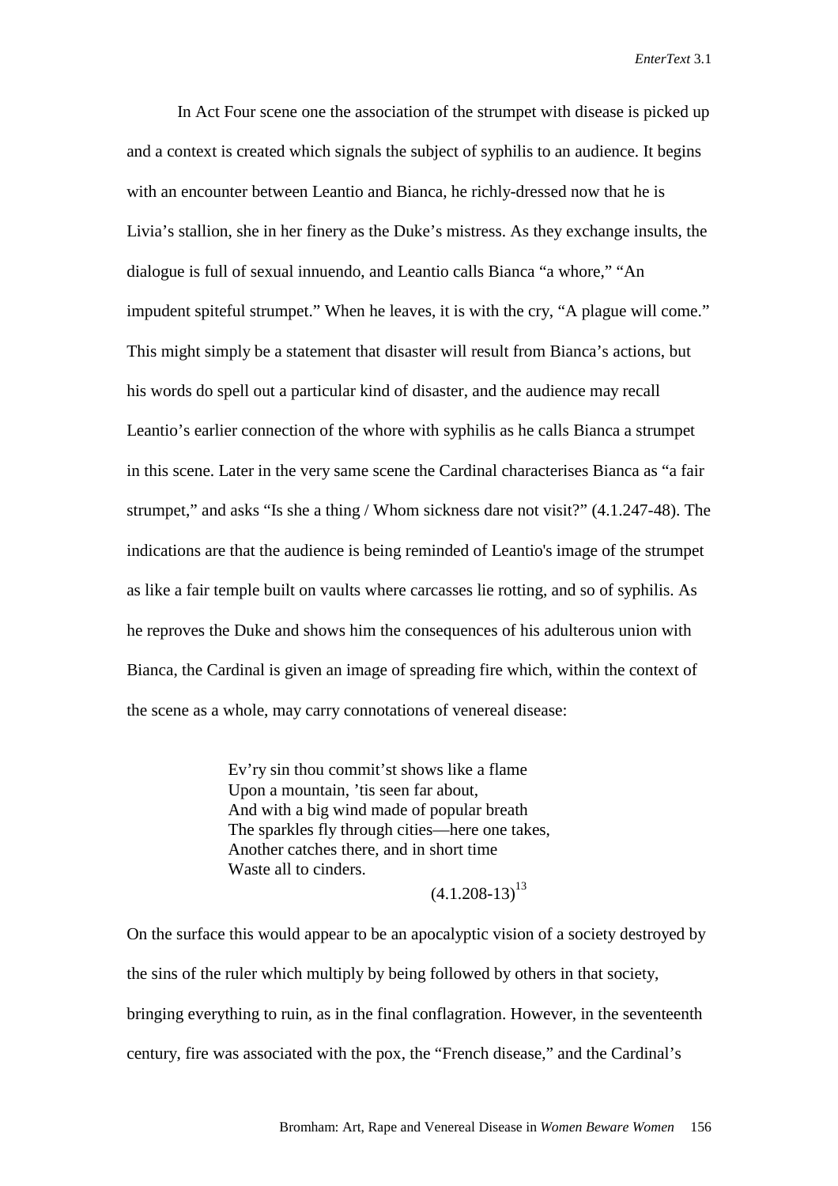In Act Four scene one the association of the strumpet with disease is picked up and a context is created which signals the subject of syphilis to an audience. It begins with an encounter between Leantio and Bianca, he richly-dressed now that he is Livia's stallion, she in her finery as the Duke's mistress. As they exchange insults, the dialogue is full of sexual innuendo, and Leantio calls Bianca "a whore," "An impudent spiteful strumpet." When he leaves, it is with the cry, "A plague will come." This might simply be a statement that disaster will result from Bianca's actions, but his words do spell out a particular kind of disaster, and the audience may recall Leantio's earlier connection of the whore with syphilis as he calls Bianca a strumpet in this scene. Later in the very same scene the Cardinal characterises Bianca as "a fair strumpet," and asks "Is she a thing / Whom sickness dare not visit?" (4.1.247-48). The indications are that the audience is being reminded of Leantio's image of the strumpet as like a fair temple built on vaults where carcasses lie rotting, and so of syphilis. As he reproves the Duke and shows him the consequences of his adulterous union with Bianca, the Cardinal is given an image of spreading fire which, within the context of the scene as a whole, may carry connotations of venereal disease:

> Ev'ry sin thou commit'st shows like a flame
> Upon a mountain, 'tis seen far about,
> And with a big wind made of popular breath
> The sparkles fly through cities—here one takes,
> Another catches there, and in short time
> Waste all to cinders.
>
> (4.1.208-13)[13]

On the surface this would appear to be an apocalyptic vision of a society destroyed by the sins of the ruler which multiply by being followed by others in that society, bringing everything to ruin, as in the final conflagration. However, in the seventeenth century, fire was associated with the pox, the "French disease," and the Cardinal's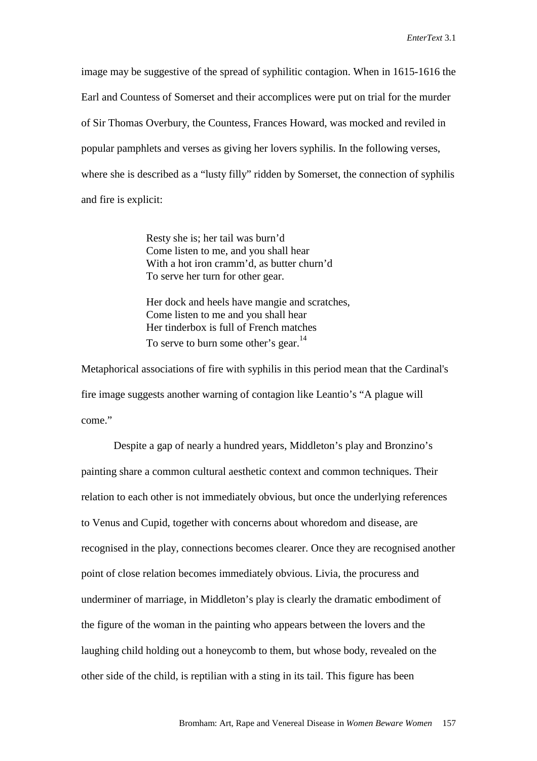image may be suggestive of the spread of syphilitic contagion. When in 1615-1616 the Earl and Countess of Somerset and their accomplices were put on trial for the murder of Sir Thomas Overbury, the Countess, Frances Howard, was mocked and reviled in popular pamphlets and verses as giving her lovers syphilis. In the following verses, where she is described as a "lusty filly" ridden by Somerset, the connection of syphilis and fire is explicit:

> Resty she is; her tail was burn'd  
> Come listen to me, and you shall hear  
> With a hot iron cramm'd, as butter churn'd  
> To serve her turn for other gear.
>
> Her dock and heels have mangie and scratches,  
> Come listen to me and you shall hear  
> Her tinderbox is full of French matches  
> To serve to burn some other's gear.[14]

Metaphorical associations of fire with syphilis in this period mean that the Cardinal's fire image suggests another warning of contagion like Leantio's "A plague will come."

Despite a gap of nearly a hundred years, Middleton's play and Bronzino's painting share a common cultural aesthetic context and common techniques. Their relation to each other is not immediately obvious, but once the underlying references to Venus and Cupid, together with concerns about whoredom and disease, are recognised in the play, connections becomes clearer. Once they are recognised another point of close relation becomes immediately obvious. Livia, the procuress and underminer of marriage, in Middleton's play is clearly the dramatic embodiment of the figure of the woman in the painting who appears between the lovers and the laughing child holding out a honeycomb to them, but whose body, revealed on the other side of the child, is reptilian with a sting in its tail. This figure has been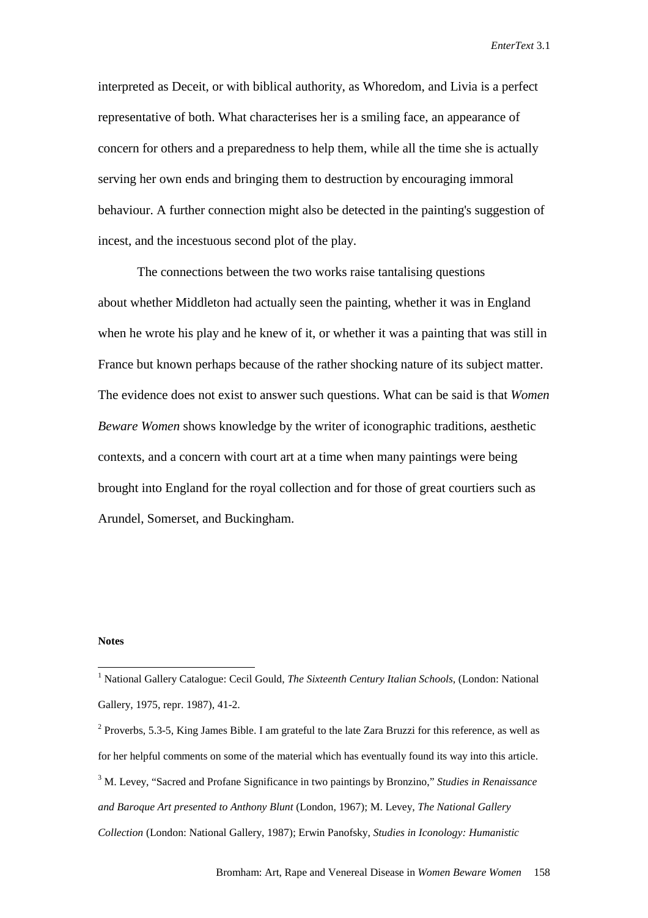interpreted as Deceit, or with biblical authority, as Whoredom, and Livia is a perfect representative of both. What characterises her is a smiling face, an appearance of concern for others and a preparedness to help them, while all the time she is actually serving her own ends and bringing them to destruction by encouraging immoral behaviour. A further connection might also be detected in the painting's suggestion of incest, and the incestuous second plot of the play.

The connections between the two works raise tantalising questions about whether Middleton had actually seen the painting, whether it was in England when he wrote his play and he knew of it, or whether it was a painting that was still in France but known perhaps because of the rather shocking nature of its subject matter. The evidence does not exist to answer such questions. What can be said is that *Women Beware Women* shows knowledge by the writer of iconographic traditions, aesthetic contexts, and a concern with court art at a time when many paintings were being brought into England for the royal collection and for those of great courtiers such as Arundel, Somerset, and Buckingham.

**Notes**

[1] National Gallery Catalogue: Cecil Gould, *The Sixteenth Century Italian Schools*, (London: National Gallery, 1975, repr. 1987), 41-2.

[2] Proverbs, 5.3-5, King James Bible. I am grateful to the late Zara Bruzzi for this reference, as well as for her helpful comments on some of the material which has eventually found its way into this article.

[3] M. Levey, "Sacred and Profane Significance in two paintings by Bronzino," *Studies in Renaissance and Baroque Art presented to Anthony Blunt* (London, 1967); M. Levey, *The National Gallery Collection* (London: National Gallery, 1987); Erwin Panofsky, *Studies in Iconology: Humanistic*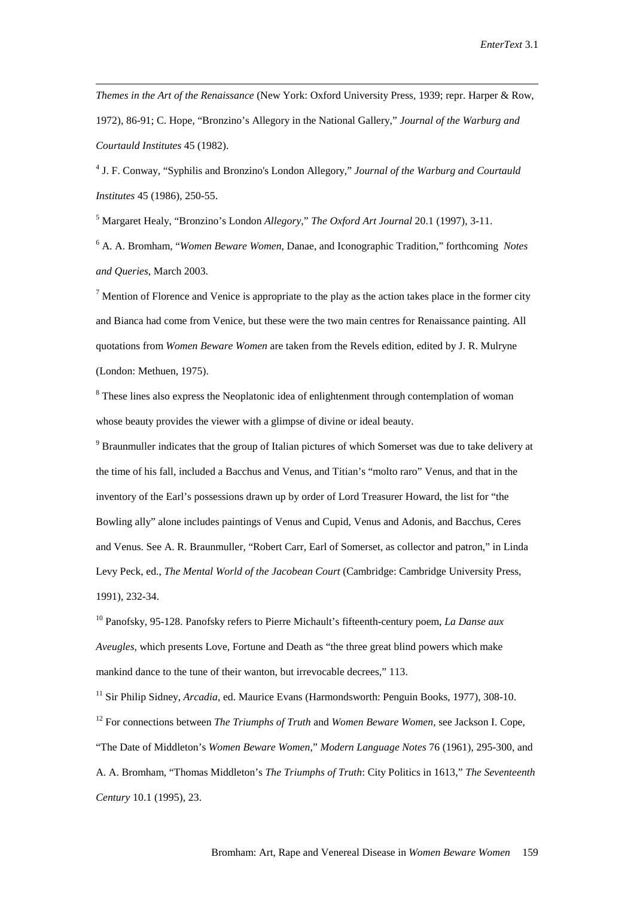*Themes in the Art of the Renaissance* (New York: Oxford University Press, 1939; repr. Harper & Row, 1972), 86-91; C. Hope, "Bronzino's Allegory in the National Gallery," *Journal of the Warburg and Courtauld Institutes* 45 (1982).

[4] J. F. Conway, "Syphilis and Bronzino's London Allegory," *Journal of the Warburg and Courtauld Institutes* 45 (1986), 250-55.

[5] Margaret Healy, "Bronzino's London *Allegory*," *The Oxford Art Journal* 20.1 (1997), 3-11.

[6] A. A. Bromham, "*Women Beware Women*, Danae, and Iconographic Tradition," forthcoming *Notes and Queries*, March 2003.

[7] Mention of Florence and Venice is appropriate to the play as the action takes place in the former city and Bianca had come from Venice, but these were the two main centres for Renaissance painting. All quotations from *Women Beware Women* are taken from the Revels edition, edited by J. R. Mulryne (London: Methuen, 1975).

[8] These lines also express the Neoplatonic idea of enlightenment through contemplation of woman whose beauty provides the viewer with a glimpse of divine or ideal beauty.

[9] Braunmuller indicates that the group of Italian pictures of which Somerset was due to take delivery at the time of his fall, included a Bacchus and Venus, and Titian's "molto raro" Venus, and that in the inventory of the Earl's possessions drawn up by order of Lord Treasurer Howard, the list for "the Bowling ally" alone includes paintings of Venus and Cupid, Venus and Adonis, and Bacchus, Ceres and Venus. See A. R. Braunmuller, "Robert Carr, Earl of Somerset, as collector and patron," in Linda Levy Peck, ed., *The Mental World of the Jacobean Court* (Cambridge: Cambridge University Press, 1991), 232-34.

[10] Panofsky, 95-128. Panofsky refers to Pierre Michault's fifteenth-century poem, *La Danse aux Aveugles*, which presents Love, Fortune and Death as "the three great blind powers which make mankind dance to the tune of their wanton, but irrevocable decrees," 113.

[11] Sir Philip Sidney, *Arcadia*, ed. Maurice Evans (Harmondsworth: Penguin Books, 1977), 308-10.

[12] For connections between *The Triumphs of Truth* and *Women Beware Women*, see Jackson I. Cope, "The Date of Middleton's *Women Beware Women*," *Modern Language Notes* 76 (1961), 295-300, and A. A. Bromham, "Thomas Middleton's *The Triumphs of Truth*: City Politics in 1613," *The Seventeenth Century* 10.1 (1995), 23.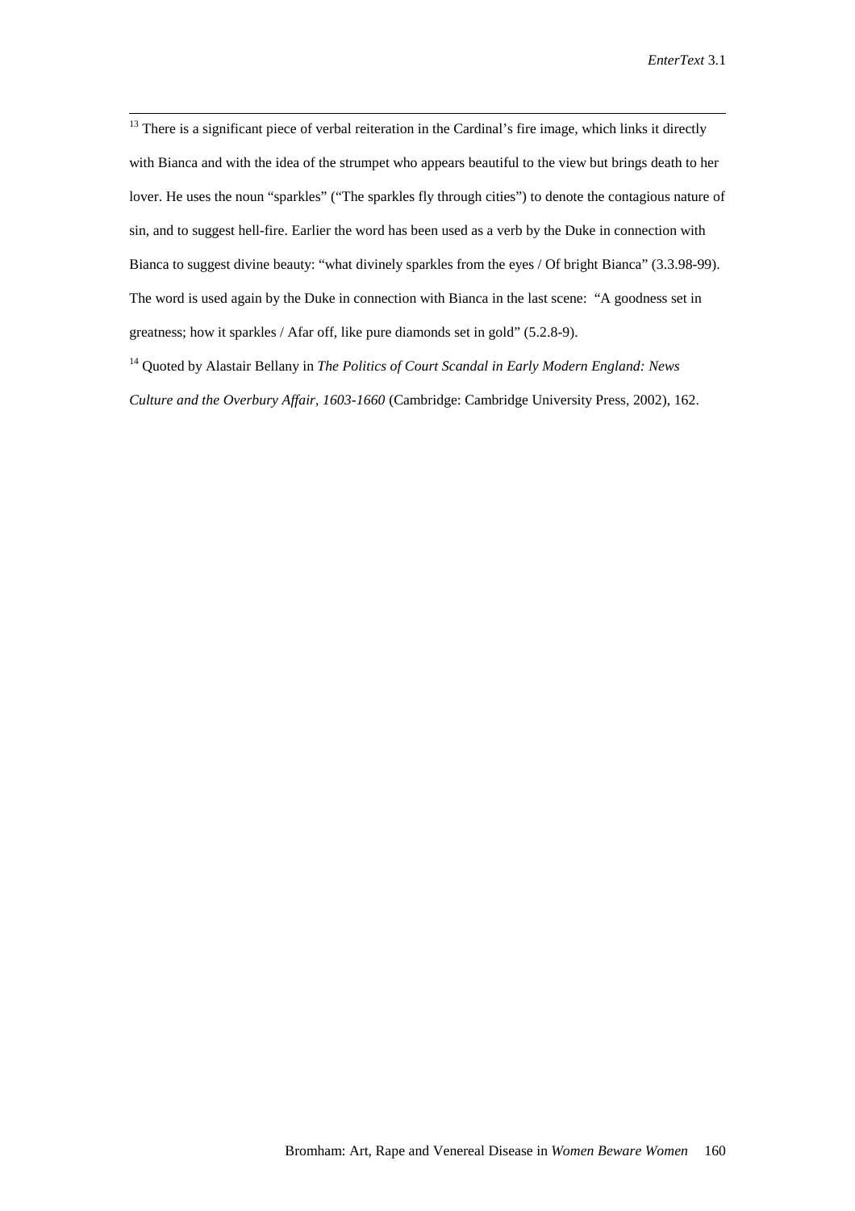[13] There is a significant piece of verbal reiteration in the Cardinal's fire image, which links it directly with Bianca and with the idea of the strumpet who appears beautiful to the view but brings death to her lover. He uses the noun "sparkles" ("The sparkles fly through cities") to denote the contagious nature of sin, and to suggest hell-fire. Earlier the word has been used as a verb by the Duke in connection with Bianca to suggest divine beauty: "what divinely sparkles from the eyes / Of bright Bianca" (3.3.98-99). The word is used again by the Duke in connection with Bianca in the last scene: "A goodness set in greatness; how it sparkles / Afar off, like pure diamonds set in gold" (5.2.8-9).

[14] Quoted by Alastair Bellany in *The Politics of Court Scandal in Early Modern England: News Culture and the Overbury Affair, 1603-1660* (Cambridge: Cambridge University Press, 2002), 162.